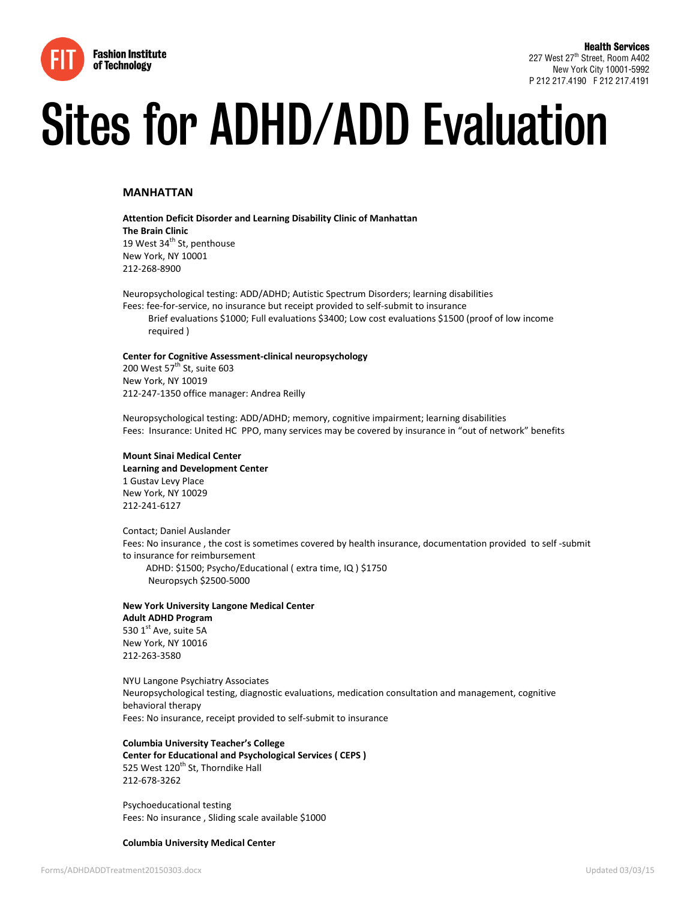Fashion Institute of Technology

**Health Services**
227 West 27th Street, Room A402
New York City 10001-5992
P 212 217.4190 F 212 217.4191

# Sites for ADHD/ADD Evaluation

## MANHATTAN

**Attention Deficit Disorder and Learning Disability Clinic of Manhattan**
**The Brain Clinic**
19 West 34th St, penthouse
New York, NY 10001
212-268-8900

Neuropsychological testing: ADD/ADHD; Autistic Spectrum Disorders; learning disabilities
Fees: fee-for-service, no insurance but receipt provided to self-submit to insurance
Brief evaluations $1000; Full evaluations $3400; Low cost evaluations $1500 (proof of low income required )

**Center for Cognitive Assessment-clinical neuropsychology**
200 West 57th St, suite 603
New York, NY 10019
212-247-1350 office manager: Andrea Reilly

Neuropsychological testing: ADD/ADHD; memory, cognitive impairment; learning disabilities
Fees: Insurance: United HC PPO, many services may be covered by insurance in "out of network" benefits

**Mount Sinai Medical Center**
**Learning and Development Center**
1 Gustav Levy Place
New York, NY 10029
212-241-6127

Contact; Daniel Auslander
Fees: No insurance , the cost is sometimes covered by health insurance, documentation provided to self -submit to insurance for reimbursement
ADHD: $1500; Psycho/Educational ( extra time, IQ ) $1750
Neuropsych $2500-5000

**New York University Langone Medical Center**
**Adult ADHD Program**
530 1st Ave, suite 5A
New York, NY 10016
212-263-3580

NYU Langone Psychiatry Associates
Neuropsychological testing, diagnostic evaluations, medication consultation and management, cognitive behavioral therapy
Fees: No insurance, receipt provided to self-submit to insurance

**Columbia University Teacher's College**
**Center for Educational and Psychological Services ( CEPS )**
525 West 120th St, Thorndike Hall
212-678-3262

Psychoeducational testing
Fees: No insurance , Sliding scale available $1000

**Columbia University Medical Center**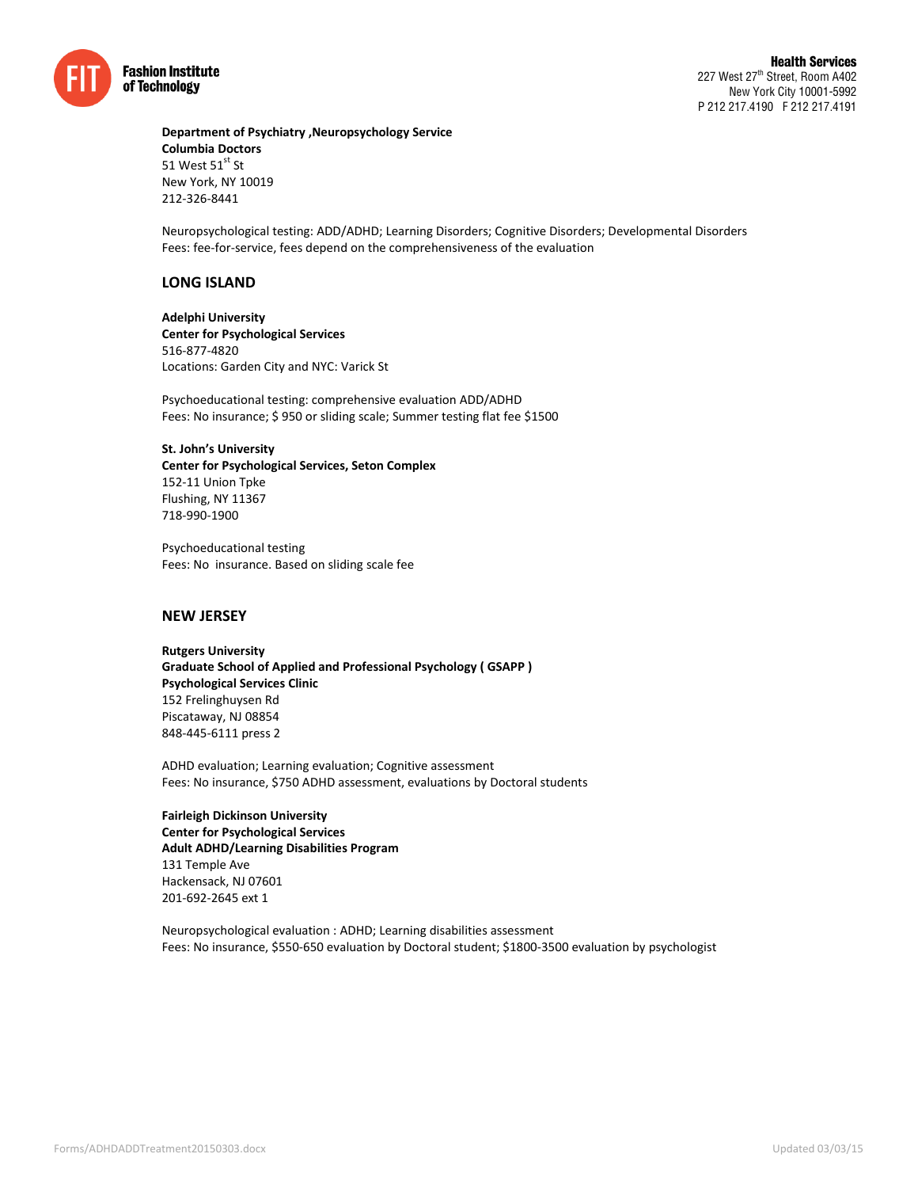**Department of Psychiatry ,Neuropsychology Service**
**Columbia Doctors**
51 West 51st St
New York, NY 10019
212-326-8441

Neuropsychological testing: ADD/ADHD; Learning Disorders; Cognitive Disorders; Developmental Disorders
Fees: fee-for-service, fees depend on the comprehensiveness of the evaluation

## LONG ISLAND

**Adelphi University**
**Center for Psychological Services**
516-877-4820
Locations: Garden City and NYC: Varick St

Psychoeducational testing: comprehensive evaluation ADD/ADHD
Fees: No insurance; $ 950 or sliding scale; Summer testing flat fee $1500

**St. John's University**
**Center for Psychological Services, Seton Complex**
152-11 Union Tpke
Flushing, NY 11367
718-990-1900

Psychoeducational testing
Fees: No insurance. Based on sliding scale fee

## NEW JERSEY

**Rutgers University**
**Graduate School of Applied and Professional Psychology ( GSAPP )**
**Psychological Services Clinic**
152 Frelinghuysen Rd
Piscataway, NJ 08854
848-445-6111 press 2

ADHD evaluation; Learning evaluation; Cognitive assessment
Fees: No insurance, $750 ADHD assessment, evaluations by Doctoral students

**Fairleigh Dickinson University**
**Center for Psychological Services**
**Adult ADHD/Learning Disabilities Program**
131 Temple Ave
Hackensack, NJ 07601
201-692-2645 ext 1

Neuropsychological evaluation : ADHD; Learning disabilities assessment
Fees: No insurance, $550-650 evaluation by Doctoral student; $1800-3500 evaluation by psychologist